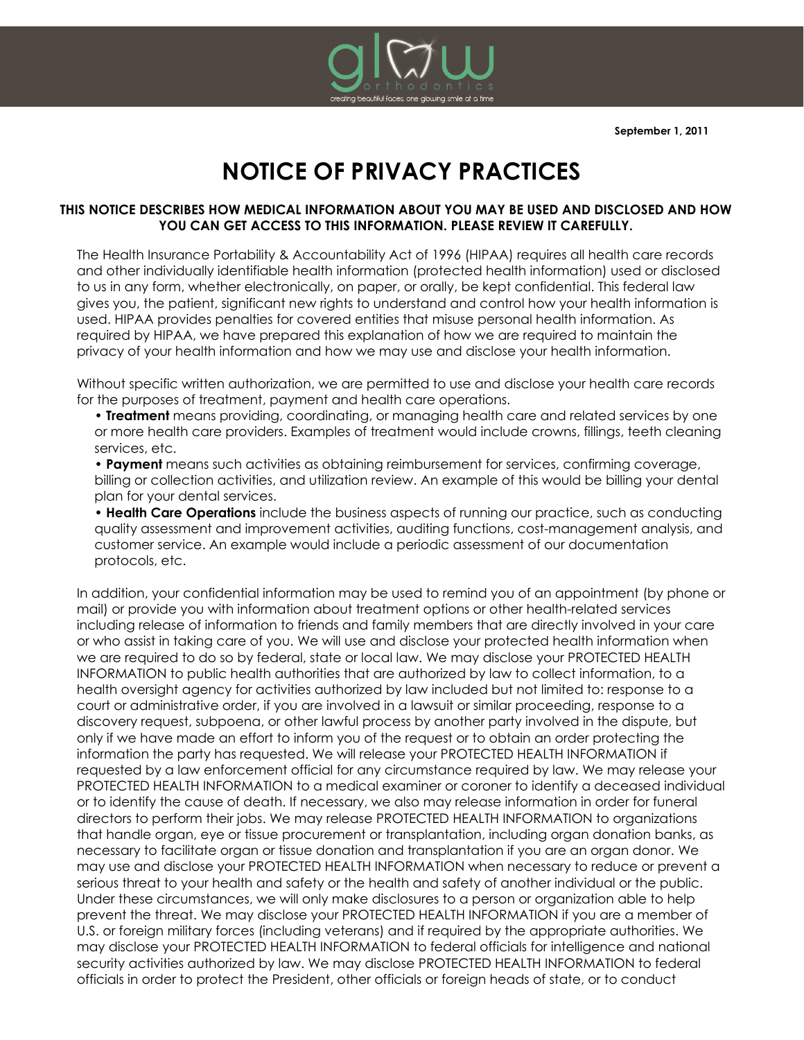glow orthodontics

creating beautiful faces, one glowing smile at a time

September 1, 2011

# NOTICE OF PRIVACY PRACTICES

**THIS NOTICE DESCRIBES HOW MEDICAL INFORMATION ABOUT YOU MAY BE USED AND DISCLOSED AND HOW YOU CAN GET ACCESS TO THIS INFORMATION. PLEASE REVIEW IT CAREFULLY.**

The Health Insurance Portability & Accountability Act of 1996 (HIPAA) requires all health care records and other individually identifiable health information (protected health information) used or disclosed to us in any form, whether electronically, on paper, or orally, be kept confidential. This federal law gives you, the patient, significant new rights to understand and control how your health information is used. HIPAA provides penalties for covered entities that misuse personal health information. As required by HIPAA, we have prepared this explanation of how we are required to maintain the privacy of your health information and how we may use and disclose your health information.

Without specific written authorization, we are permitted to use and disclose your health care records for the purposes of treatment, payment and health care operations.

- **Treatment** means providing, coordinating, or managing health care and related services by one or more health care providers. Examples of treatment would include crowns, fillings, teeth cleaning services, etc.
- **Payment** means such activities as obtaining reimbursement for services, confirming coverage, billing or collection activities, and utilization review. An example of this would be billing your dental plan for your dental services.
- **Health Care Operations** include the business aspects of running our practice, such as conducting quality assessment and improvement activities, auditing functions, cost-management analysis, and customer service. An example would include a periodic assessment of our documentation protocols, etc.

In addition, your confidential information may be used to remind you of an appointment (by phone or mail) or provide you with information about treatment options or other health-related services including release of information to friends and family members that are directly involved in your care or who assist in taking care of you. We will use and disclose your protected health information when we are required to do so by federal, state or local law. We may disclose your PROTECTED HEALTH INFORMATION to public health authorities that are authorized by law to collect information, to a health oversight agency for activities authorized by law included but not limited to: response to a court or administrative order, if you are involved in a lawsuit or similar proceeding, response to a discovery request, subpoena, or other lawful process by another party involved in the dispute, but only if we have made an effort to inform you of the request or to obtain an order protecting the information the party has requested. We will release your PROTECTED HEALTH INFORMATION if requested by a law enforcement official for any circumstance required by law. We may release your PROTECTED HEALTH INFORMATION to a medical examiner or coroner to identify a deceased individual or to identify the cause of death. If necessary, we also may release information in order for funeral directors to perform their jobs. We may release PROTECTED HEALTH INFORMATION to organizations that handle organ, eye or tissue procurement or transplantation, including organ donation banks, as necessary to facilitate organ or tissue donation and transplantation if you are an organ donor. We may use and disclose your PROTECTED HEALTH INFORMATION when necessary to reduce or prevent a serious threat to your health and safety or the health and safety of another individual or the public. Under these circumstances, we will only make disclosures to a person or organization able to help prevent the threat. We may disclose your PROTECTED HEALTH INFORMATION if you are a member of U.S. or foreign military forces (including veterans) and if required by the appropriate authorities. We may disclose your PROTECTED HEALTH INFORMATION to federal officials for intelligence and national security activities authorized by law. We may disclose PROTECTED HEALTH INFORMATION to federal officials in order to protect the President, other officials or foreign heads of state, or to conduct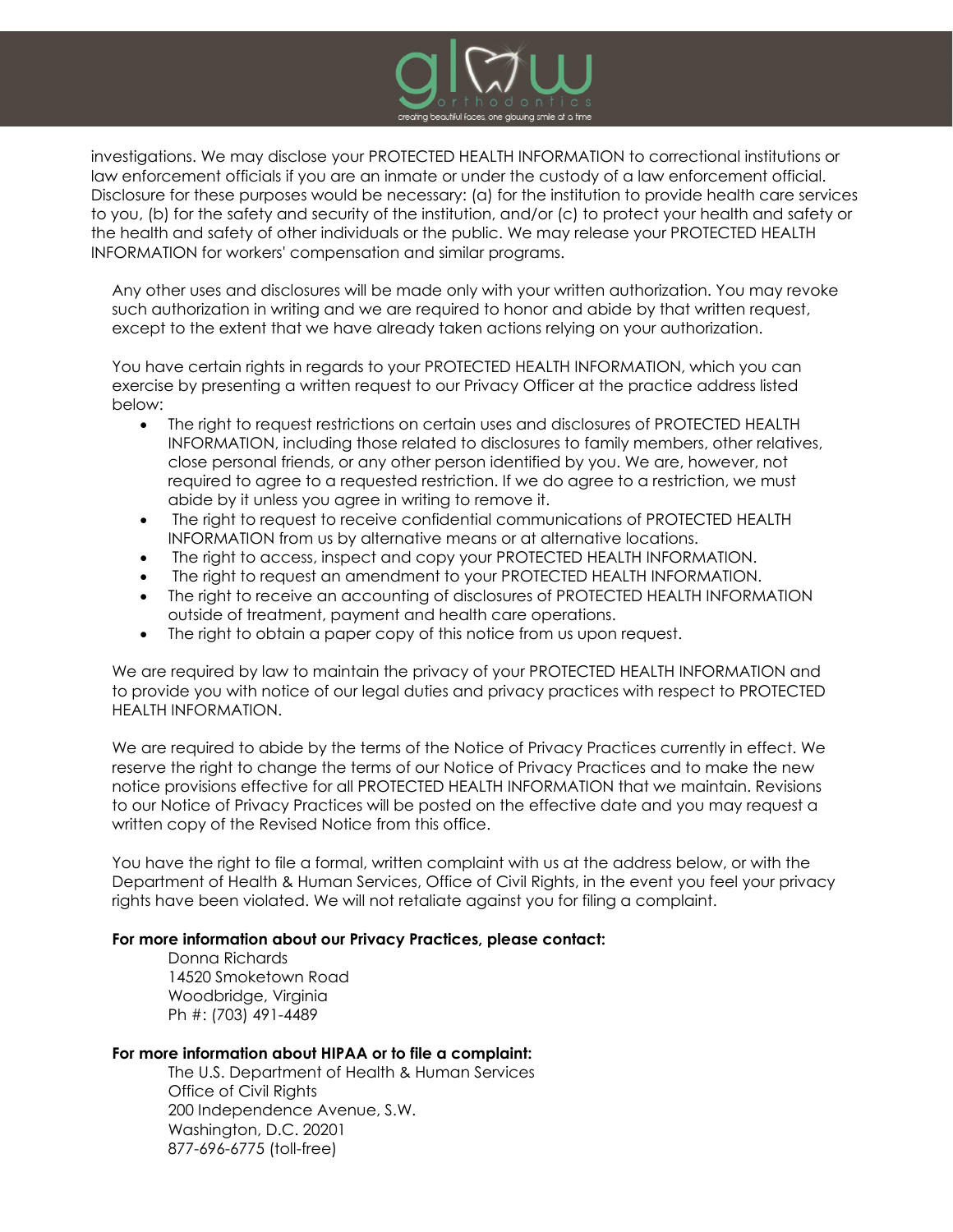investigations. We may disclose your PROTECTED HEALTH INFORMATION to correctional institutions or law enforcement officials if you are an inmate or under the custody of a law enforcement official. Disclosure for these purposes would be necessary: (a) for the institution to provide health care services to you, (b) for the safety and security of the institution, and/or (c) to protect your health and safety or the health and safety of other individuals or the public. We may release your PROTECTED HEALTH INFORMATION for workers' compensation and similar programs.

Any other uses and disclosures will be made only with your written authorization. You may revoke such authorization in writing and we are required to honor and abide by that written request, except to the extent that we have already taken actions relying on your authorization.

You have certain rights in regards to your PROTECTED HEALTH INFORMATION, which you can exercise by presenting a written request to our Privacy Officer at the practice address listed below:

- The right to request restrictions on certain uses and disclosures of PROTECTED HEALTH INFORMATION, including those related to disclosures to family members, other relatives, close personal friends, or any other person identified by you. We are, however, not required to agree to a requested restriction. If we do agree to a restriction, we must abide by it unless you agree in writing to remove it.
- The right to request to receive confidential communications of PROTECTED HEALTH INFORMATION from us by alternative means or at alternative locations.
- The right to access, inspect and copy your PROTECTED HEALTH INFORMATION.
- The right to request an amendment to your PROTECTED HEALTH INFORMATION.
- The right to receive an accounting of disclosures of PROTECTED HEALTH INFORMATION outside of treatment, payment and health care operations.
- The right to obtain a paper copy of this notice from us upon request.

We are required by law to maintain the privacy of your PROTECTED HEALTH INFORMATION and to provide you with notice of our legal duties and privacy practices with respect to PROTECTED HEALTH INFORMATION.

We are required to abide by the terms of the Notice of Privacy Practices currently in effect. We reserve the right to change the terms of our Notice of Privacy Practices and to make the new notice provisions effective for all PROTECTED HEALTH INFORMATION that we maintain. Revisions to our Notice of Privacy Practices will be posted on the effective date and you may request a written copy of the Revised Notice from this office.

You have the right to file a formal, written complaint with us at the address below, or with the Department of Health & Human Services, Office of Civil Rights, in the event you feel your privacy rights have been violated. We will not retaliate against you for filing a complaint.

**For more information about our Privacy Practices, please contact:**

Donna Richards
14520 Smoketown Road
Woodbridge, Virginia
Ph #: (703) 491-4489

**For more information about HIPAA or to file a complaint:**

The U.S. Department of Health & Human Services
Office of Civil Rights
200 Independence Avenue, S.W.
Washington, D.C. 20201
877-696-6775 (toll-free)